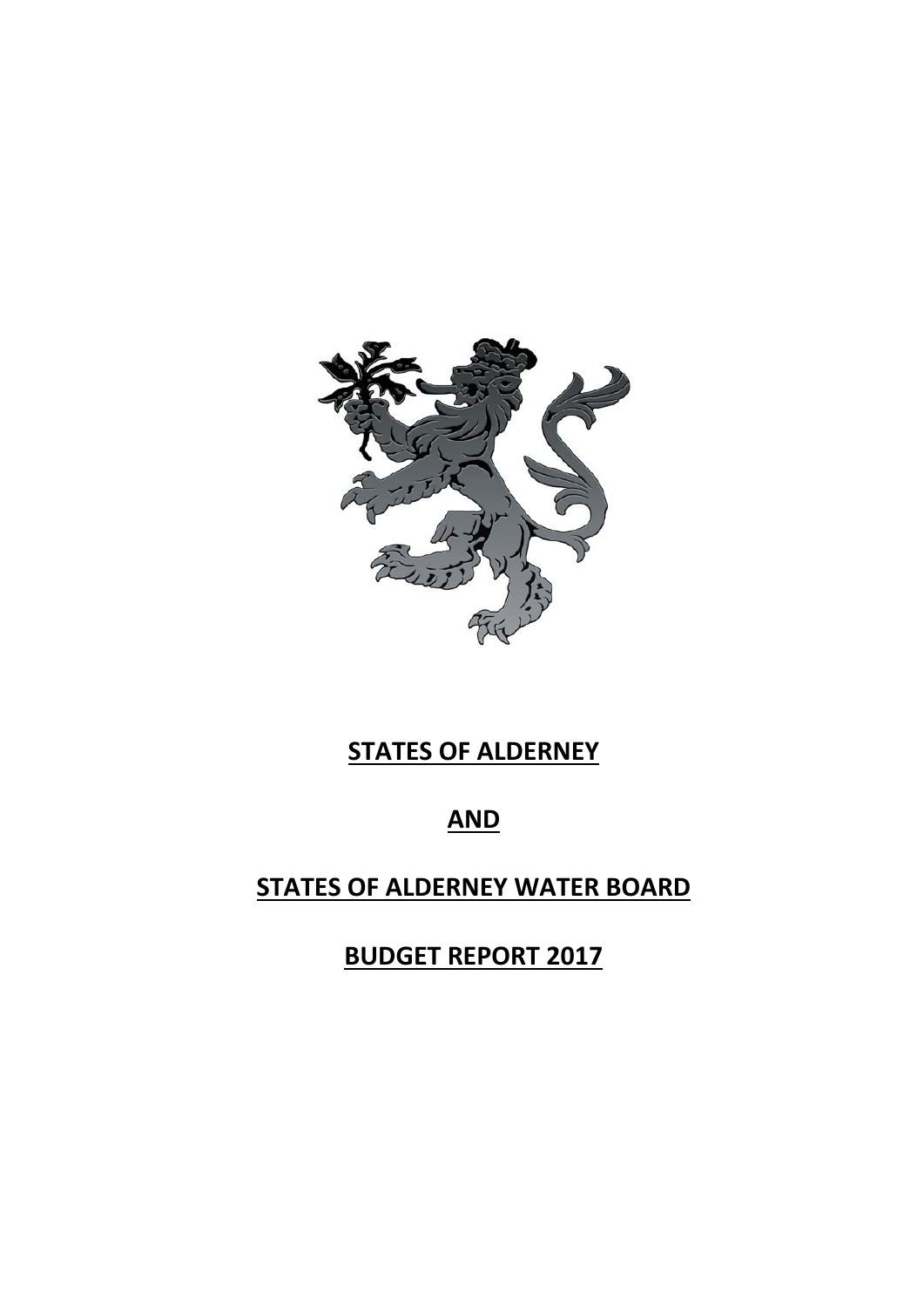# STATES OF ALDERNEY

# AND

# STATES OF ALDERNEY WATER BOARD

# BUDGET REPORT 2017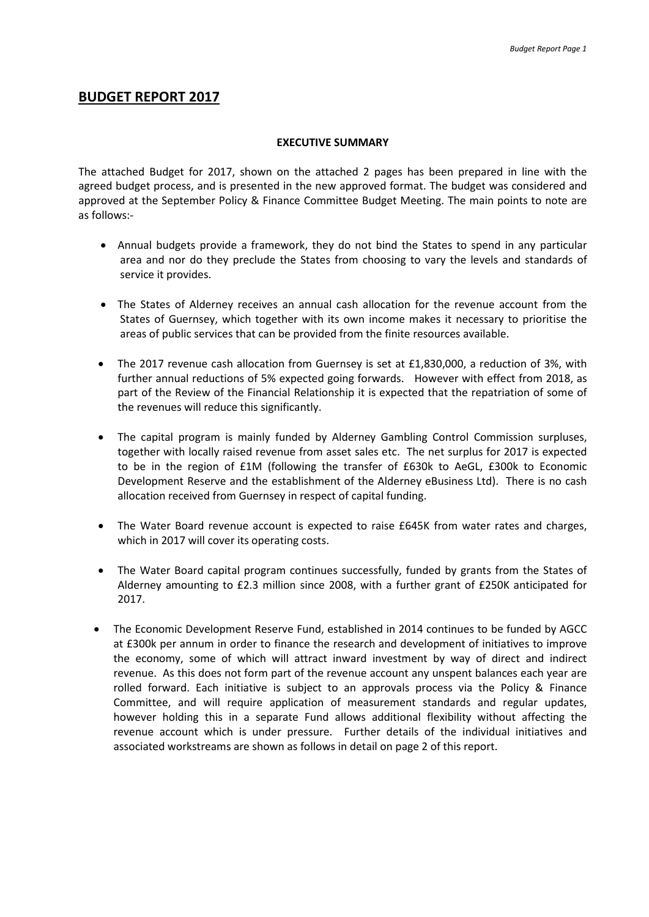# BUDGET REPORT 2017

**EXECUTIVE SUMMARY**

The attached Budget for 2017, shown on the attached 2 pages has been prepared in line with the agreed budget process, and is presented in the new approved format. The budget was considered and approved at the September Policy & Finance Committee Budget Meeting. The main points to note are as follows:-

- Annual budgets provide a framework, they do not bind the States to spend in any particular area and nor do they preclude the States from choosing to vary the levels and standards of service it provides.
- The States of Alderney receives an annual cash allocation for the revenue account from the States of Guernsey, which together with its own income makes it necessary to prioritise the areas of public services that can be provided from the finite resources available.
- The 2017 revenue cash allocation from Guernsey is set at £1,830,000, a reduction of 3%, with further annual reductions of 5% expected going forwards. However with effect from 2018, as part of the Review of the Financial Relationship it is expected that the repatriation of some of the revenues will reduce this significantly.
- The capital program is mainly funded by Alderney Gambling Control Commission surpluses, together with locally raised revenue from asset sales etc. The net surplus for 2017 is expected to be in the region of £1M (following the transfer of £630k to AeGL, £300k to Economic Development Reserve and the establishment of the Alderney eBusiness Ltd). There is no cash allocation received from Guernsey in respect of capital funding.
- The Water Board revenue account is expected to raise £645K from water rates and charges, which in 2017 will cover its operating costs.
- The Water Board capital program continues successfully, funded by grants from the States of Alderney amounting to £2.3 million since 2008, with a further grant of £250K anticipated for 2017.
- The Economic Development Reserve Fund, established in 2014 continues to be funded by AGCC at £300k per annum in order to finance the research and development of initiatives to improve the economy, some of which will attract inward investment by way of direct and indirect revenue. As this does not form part of the revenue account any unspent balances each year are rolled forward. Each initiative is subject to an approvals process via the Policy & Finance Committee, and will require application of measurement standards and regular updates, however holding this in a separate Fund allows additional flexibility without affecting the revenue account which is under pressure. Further details of the individual initiatives and associated workstreams are shown as follows in detail on page 2 of this report.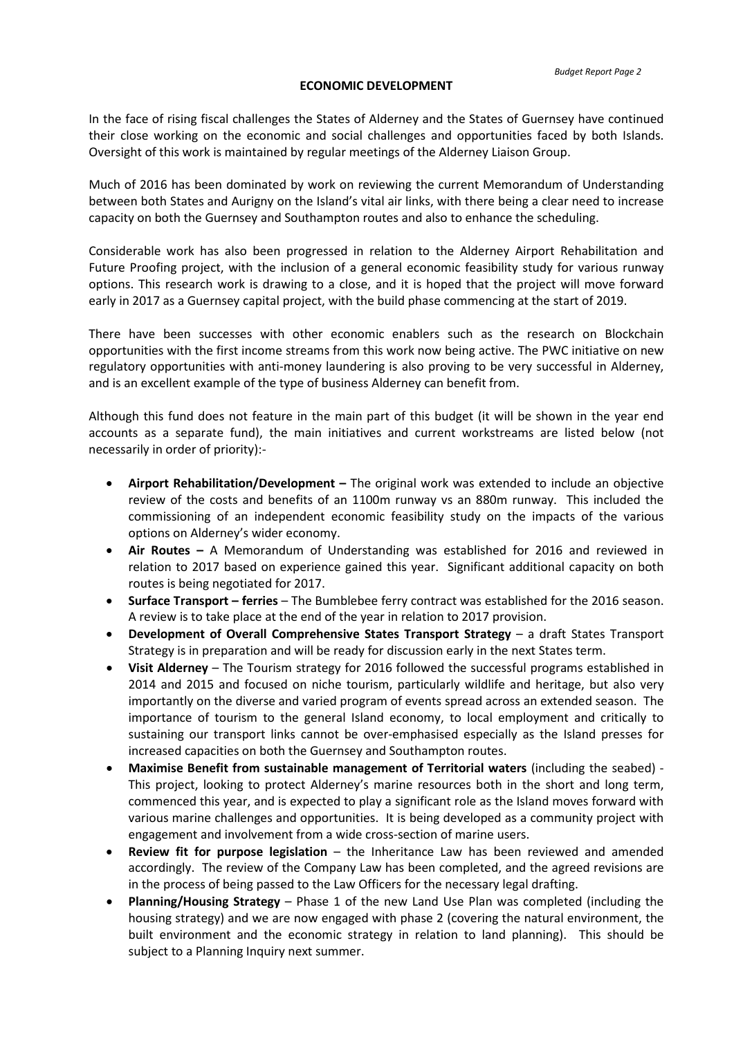## ECONOMIC DEVELOPMENT

In the face of rising fiscal challenges the States of Alderney and the States of Guernsey have continued their close working on the economic and social challenges and opportunities faced by both Islands. Oversight of this work is maintained by regular meetings of the Alderney Liaison Group.

Much of 2016 has been dominated by work on reviewing the current Memorandum of Understanding between both States and Aurigny on the Island's vital air links, with there being a clear need to increase capacity on both the Guernsey and Southampton routes and also to enhance the scheduling.

Considerable work has also been progressed in relation to the Alderney Airport Rehabilitation and Future Proofing project, with the inclusion of a general economic feasibility study for various runway options. This research work is drawing to a close, and it is hoped that the project will move forward early in 2017 as a Guernsey capital project, with the build phase commencing at the start of 2019.

There have been successes with other economic enablers such as the research on Blockchain opportunities with the first income streams from this work now being active. The PWC initiative on new regulatory opportunities with anti-money laundering is also proving to be very successful in Alderney, and is an excellent example of the type of business Alderney can benefit from.

Although this fund does not feature in the main part of this budget (it will be shown in the year end accounts as a separate fund), the main initiatives and current workstreams are listed below (not necessarily in order of priority):-

- **Airport Rehabilitation/Development –** The original work was extended to include an objective review of the costs and benefits of an 1100m runway vs an 880m runway. This included the commissioning of an independent economic feasibility study on the impacts of the various options on Alderney's wider economy.
- **Air Routes –** A Memorandum of Understanding was established for 2016 and reviewed in relation to 2017 based on experience gained this year. Significant additional capacity on both routes is being negotiated for 2017.
- **Surface Transport – ferries** – The Bumblebee ferry contract was established for the 2016 season. A review is to take place at the end of the year in relation to 2017 provision.
- **Development of Overall Comprehensive States Transport Strategy** – a draft States Transport Strategy is in preparation and will be ready for discussion early in the next States term.
- **Visit Alderney** – The Tourism strategy for 2016 followed the successful programs established in 2014 and 2015 and focused on niche tourism, particularly wildlife and heritage, but also very importantly on the diverse and varied program of events spread across an extended season. The importance of tourism to the general Island economy, to local employment and critically to sustaining our transport links cannot be over-emphasised especially as the Island presses for increased capacities on both the Guernsey and Southampton routes.
- **Maximise Benefit from sustainable management of Territorial waters** (including the seabed) - This project, looking to protect Alderney's marine resources both in the short and long term, commenced this year, and is expected to play a significant role as the Island moves forward with various marine challenges and opportunities. It is being developed as a community project with engagement and involvement from a wide cross-section of marine users.
- **Review fit for purpose legislation** – the Inheritance Law has been reviewed and amended accordingly. The review of the Company Law has been completed, and the agreed revisions are in the process of being passed to the Law Officers for the necessary legal drafting.
- **Planning/Housing Strategy** – Phase 1 of the new Land Use Plan was completed (including the housing strategy) and we are now engaged with phase 2 (covering the natural environment, the built environment and the economic strategy in relation to land planning). This should be subject to a Planning Inquiry next summer.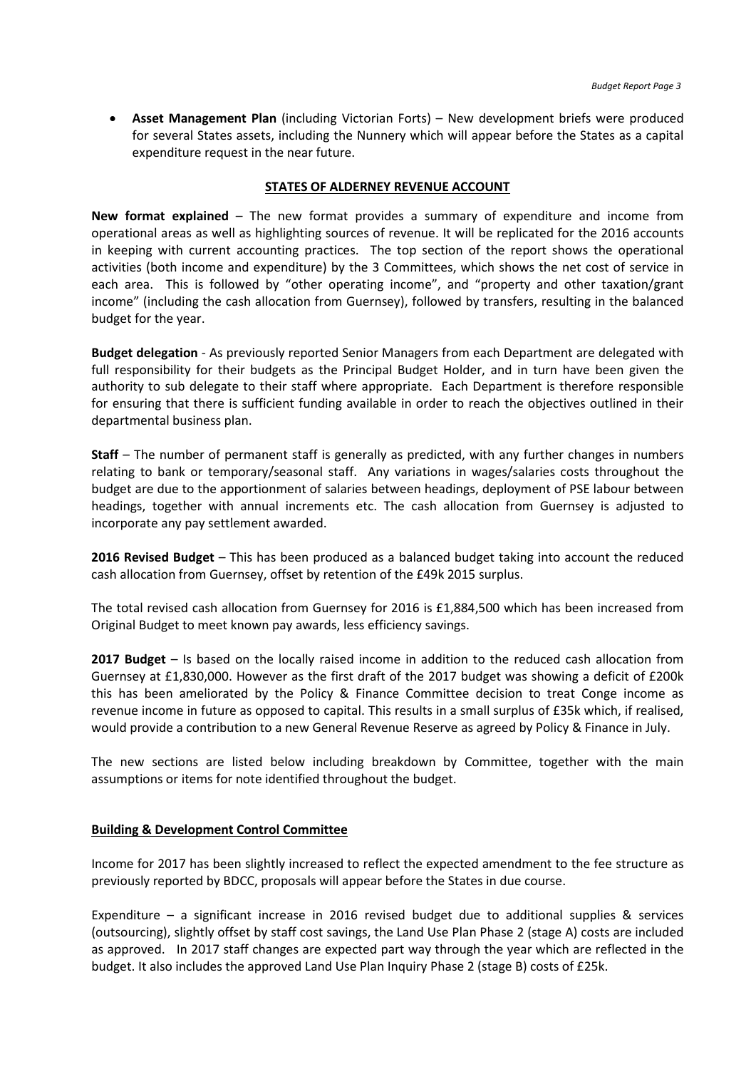- **Asset Management Plan** (including Victorian Forts) – New development briefs were produced for several States assets, including the Nunnery which will appear before the States as a capital expenditure request in the near future.

## STATES OF ALDERNEY REVENUE ACCOUNT

**New format explained** – The new format provides a summary of expenditure and income from operational areas as well as highlighting sources of revenue. It will be replicated for the 2016 accounts in keeping with current accounting practices. The top section of the report shows the operational activities (both income and expenditure) by the 3 Committees, which shows the net cost of service in each area. This is followed by "other operating income", and "property and other taxation/grant income" (including the cash allocation from Guernsey), followed by transfers, resulting in the balanced budget for the year.

**Budget delegation** - As previously reported Senior Managers from each Department are delegated with full responsibility for their budgets as the Principal Budget Holder, and in turn have been given the authority to sub delegate to their staff where appropriate. Each Department is therefore responsible for ensuring that there is sufficient funding available in order to reach the objectives outlined in their departmental business plan.

**Staff** – The number of permanent staff is generally as predicted, with any further changes in numbers relating to bank or temporary/seasonal staff. Any variations in wages/salaries costs throughout the budget are due to the apportionment of salaries between headings, deployment of PSE labour between headings, together with annual increments etc. The cash allocation from Guernsey is adjusted to incorporate any pay settlement awarded.

**2016 Revised Budget** – This has been produced as a balanced budget taking into account the reduced cash allocation from Guernsey, offset by retention of the £49k 2015 surplus.

The total revised cash allocation from Guernsey for 2016 is £1,884,500 which has been increased from Original Budget to meet known pay awards, less efficiency savings.

**2017 Budget** – Is based on the locally raised income in addition to the reduced cash allocation from Guernsey at £1,830,000. However as the first draft of the 2017 budget was showing a deficit of £200k this has been ameliorated by the Policy & Finance Committee decision to treat Conge income as revenue income in future as opposed to capital. This results in a small surplus of £35k which, if realised, would provide a contribution to a new General Revenue Reserve as agreed by Policy & Finance in July.

The new sections are listed below including breakdown by Committee, together with the main assumptions or items for note identified throughout the budget.

### Building & Development Control Committee

Income for 2017 has been slightly increased to reflect the expected amendment to the fee structure as previously reported by BDCC, proposals will appear before the States in due course.

Expenditure – a significant increase in 2016 revised budget due to additional supplies & services (outsourcing), slightly offset by staff cost savings, the Land Use Plan Phase 2 (stage A) costs are included as approved. In 2017 staff changes are expected part way through the year which are reflected in the budget. It also includes the approved Land Use Plan Inquiry Phase 2 (stage B) costs of £25k.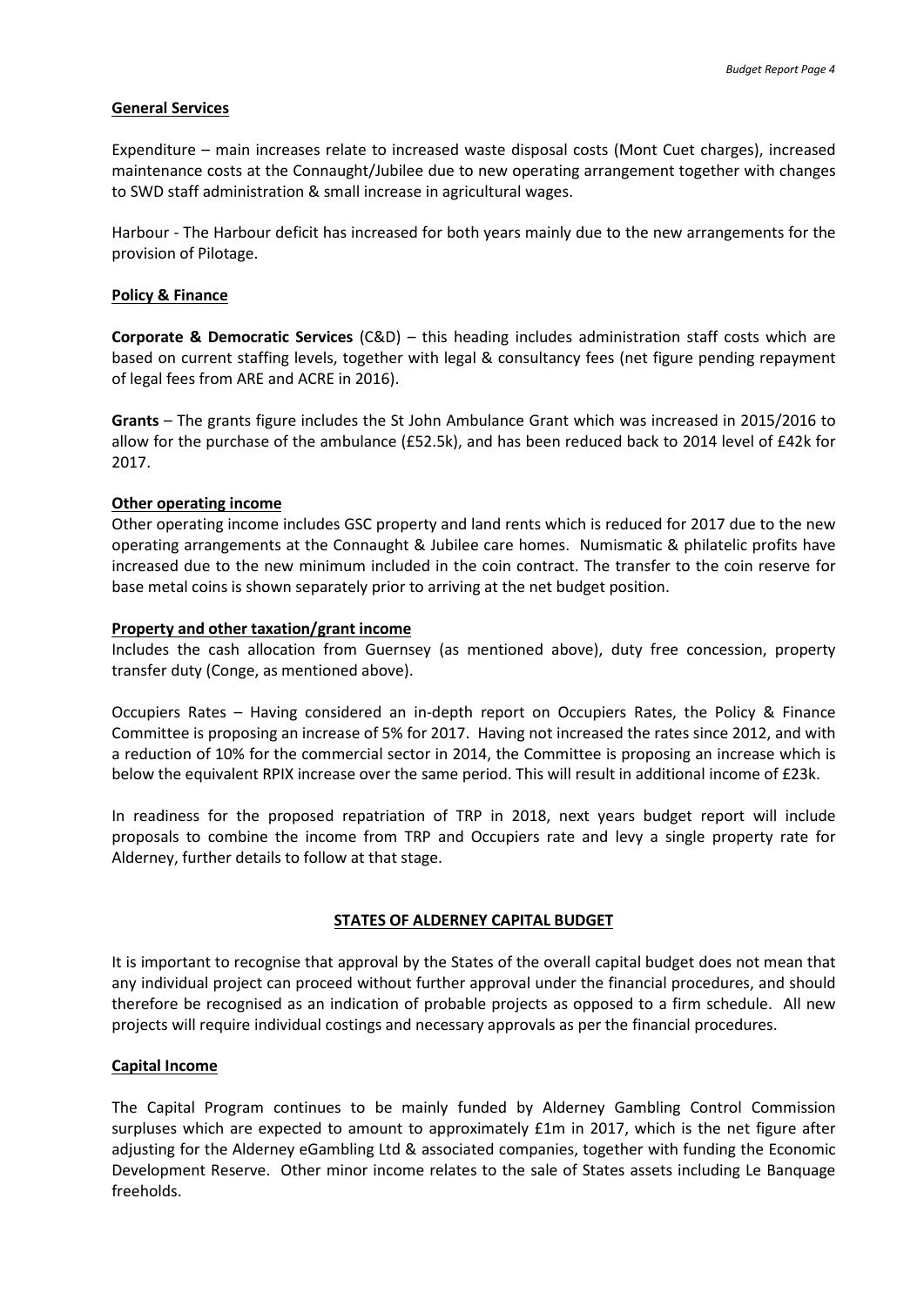**General Services**

Expenditure – main increases relate to increased waste disposal costs (Mont Cuet charges), increased maintenance costs at the Connaught/Jubilee due to new operating arrangement together with changes to SWD staff administration & small increase in agricultural wages.

Harbour - The Harbour deficit has increased for both years mainly due to the new arrangements for the provision of Pilotage.

**Policy & Finance**

**Corporate & Democratic Services** (C&D) – this heading includes administration staff costs which are based on current staffing levels, together with legal & consultancy fees (net figure pending repayment of legal fees from ARE and ACRE in 2016).

**Grants** – The grants figure includes the St John Ambulance Grant which was increased in 2015/2016 to allow for the purchase of the ambulance (£52.5k), and has been reduced back to 2014 level of £42k for 2017.

**Other operating income**

Other operating income includes GSC property and land rents which is reduced for 2017 due to the new operating arrangements at the Connaught & Jubilee care homes. Numismatic & philatelic profits have increased due to the new minimum included in the coin contract. The transfer to the coin reserve for base metal coins is shown separately prior to arriving at the net budget position.

**Property and other taxation/grant income**

Includes the cash allocation from Guernsey (as mentioned above), duty free concession, property transfer duty (Conge, as mentioned above).

Occupiers Rates – Having considered an in-depth report on Occupiers Rates, the Policy & Finance Committee is proposing an increase of 5% for 2017. Having not increased the rates since 2012, and with a reduction of 10% for the commercial sector in 2014, the Committee is proposing an increase which is below the equivalent RPIX increase over the same period. This will result in additional income of £23k.

In readiness for the proposed repatriation of TRP in 2018, next years budget report will include proposals to combine the income from TRP and Occupiers rate and levy a single property rate for Alderney, further details to follow at that stage.

## STATES OF ALDERNEY CAPITAL BUDGET

It is important to recognise that approval by the States of the overall capital budget does not mean that any individual project can proceed without further approval under the financial procedures, and should therefore be recognised as an indication of probable projects as opposed to a firm schedule. All new projects will require individual costings and necessary approvals as per the financial procedures.

**Capital Income**

The Capital Program continues to be mainly funded by Alderney Gambling Control Commission surpluses which are expected to amount to approximately £1m in 2017, which is the net figure after adjusting for the Alderney eGambling Ltd & associated companies, together with funding the Economic Development Reserve. Other minor income relates to the sale of States assets including Le Banquage freeholds.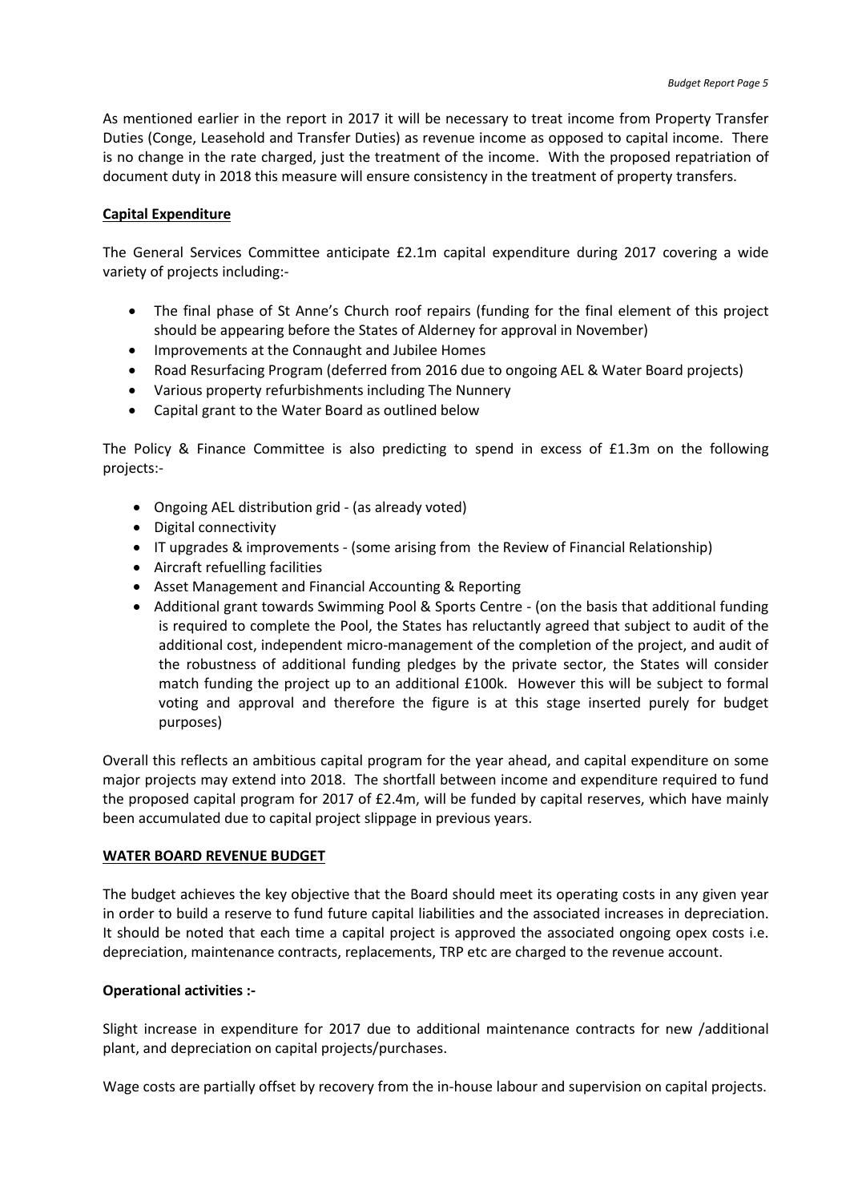As mentioned earlier in the report in 2017 it will be necessary to treat income from Property Transfer Duties (Conge, Leasehold and Transfer Duties) as revenue income as opposed to capital income. There is no change in the rate charged, just the treatment of the income. With the proposed repatriation of document duty in 2018 this measure will ensure consistency in the treatment of property transfers.

**Capital Expenditure**

The General Services Committee anticipate £2.1m capital expenditure during 2017 covering a wide variety of projects including:-

- The final phase of St Anne's Church roof repairs (funding for the final element of this project should be appearing before the States of Alderney for approval in November)
- Improvements at the Connaught and Jubilee Homes
- Road Resurfacing Program (deferred from 2016 due to ongoing AEL & Water Board projects)
- Various property refurbishments including The Nunnery
- Capital grant to the Water Board as outlined below

The Policy & Finance Committee is also predicting to spend in excess of £1.3m on the following projects:-

- Ongoing AEL distribution grid - (as already voted)
- Digital connectivity
- IT upgrades & improvements - (some arising from the Review of Financial Relationship)
- Aircraft refuelling facilities
- Asset Management and Financial Accounting & Reporting
- Additional grant towards Swimming Pool & Sports Centre - (on the basis that additional funding is required to complete the Pool, the States has reluctantly agreed that subject to audit of the additional cost, independent micro-management of the completion of the project, and audit of the robustness of additional funding pledges by the private sector, the States will consider match funding the project up to an additional £100k. However this will be subject to formal voting and approval and therefore the figure is at this stage inserted purely for budget purposes)

Overall this reflects an ambitious capital program for the year ahead, and capital expenditure on some major projects may extend into 2018. The shortfall between income and expenditure required to fund the proposed capital program for 2017 of £2.4m, will be funded by capital reserves, which have mainly been accumulated due to capital project slippage in previous years.

**WATER BOARD REVENUE BUDGET**

The budget achieves the key objective that the Board should meet its operating costs in any given year in order to build a reserve to fund future capital liabilities and the associated increases in depreciation. It should be noted that each time a capital project is approved the associated ongoing opex costs i.e. depreciation, maintenance contracts, replacements, TRP etc are charged to the revenue account.

**Operational activities :-**

Slight increase in expenditure for 2017 due to additional maintenance contracts for new /additional plant, and depreciation on capital projects/purchases.

Wage costs are partially offset by recovery from the in-house labour and supervision on capital projects.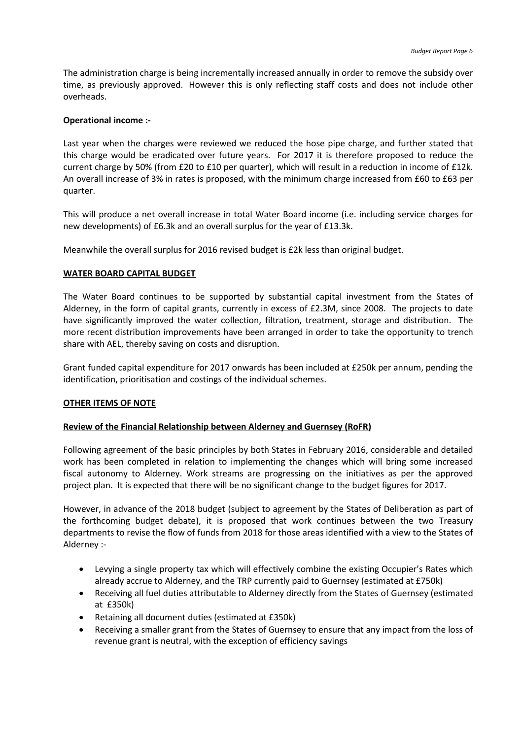The administration charge is being incrementally increased annually in order to remove the subsidy over time, as previously approved. However this is only reflecting staff costs and does not include other overheads.

**Operational income :-**

Last year when the charges were reviewed we reduced the hose pipe charge, and further stated that this charge would be eradicated over future years. For 2017 it is therefore proposed to reduce the current charge by 50% (from £20 to £10 per quarter), which will result in a reduction in income of £12k. An overall increase of 3% in rates is proposed, with the minimum charge increased from £60 to £63 per quarter.

This will produce a net overall increase in total Water Board income (i.e. including service charges for new developments) of £6.3k and an overall surplus for the year of £13.3k.

Meanwhile the overall surplus for 2016 revised budget is £2k less than original budget.

## WATER BOARD CAPITAL BUDGET

The Water Board continues to be supported by substantial capital investment from the States of Alderney, in the form of capital grants, currently in excess of £2.3M, since 2008. The projects to date have significantly improved the water collection, filtration, treatment, storage and distribution. The more recent distribution improvements have been arranged in order to take the opportunity to trench share with AEL, thereby saving on costs and disruption.

Grant funded capital expenditure for 2017 onwards has been included at £250k per annum, pending the identification, prioritisation and costings of the individual schemes.

## OTHER ITEMS OF NOTE

### Review of the Financial Relationship between Alderney and Guernsey (RoFR)

Following agreement of the basic principles by both States in February 2016, considerable and detailed work has been completed in relation to implementing the changes which will bring some increased fiscal autonomy to Alderney. Work streams are progressing on the initiatives as per the approved project plan. It is expected that there will be no significant change to the budget figures for 2017.

However, in advance of the 2018 budget (subject to agreement by the States of Deliberation as part of the forthcoming budget debate), it is proposed that work continues between the two Treasury departments to revise the flow of funds from 2018 for those areas identified with a view to the States of Alderney :-

- Levying a single property tax which will effectively combine the existing Occupier's Rates which already accrue to Alderney, and the TRP currently paid to Guernsey (estimated at £750k)
- Receiving all fuel duties attributable to Alderney directly from the States of Guernsey (estimated at £350k)
- Retaining all document duties (estimated at £350k)
- Receiving a smaller grant from the States of Guernsey to ensure that any impact from the loss of revenue grant is neutral, with the exception of efficiency savings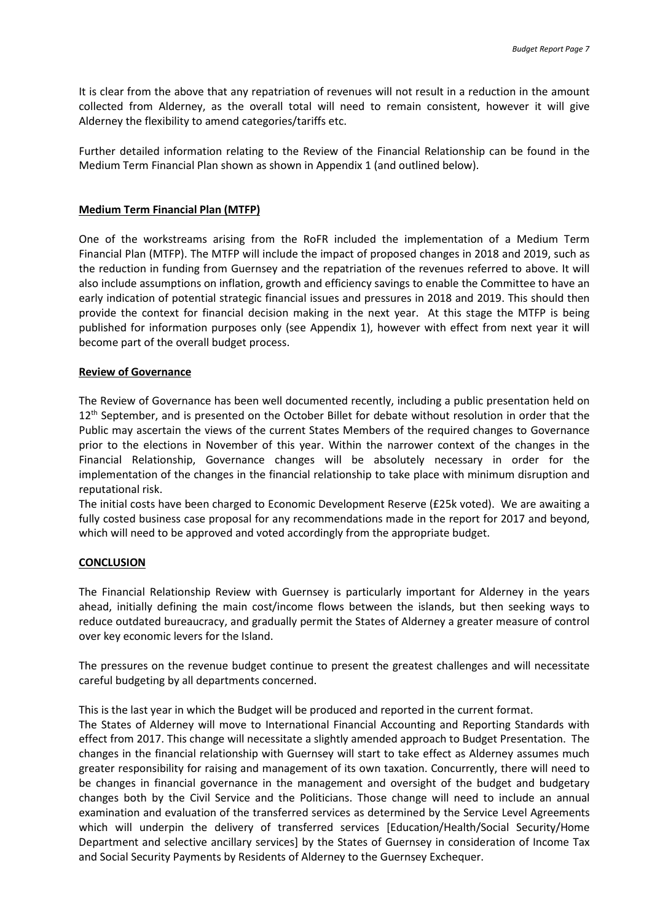It is clear from the above that any repatriation of revenues will not result in a reduction in the amount collected from Alderney, as the overall total will need to remain consistent, however it will give Alderney the flexibility to amend categories/tariffs etc.

Further detailed information relating to the Review of the Financial Relationship can be found in the Medium Term Financial Plan shown as shown in Appendix 1 (and outlined below).

**Medium Term Financial Plan (MTFP)**

One of the workstreams arising from the RoFR included the implementation of a Medium Term Financial Plan (MTFP). The MTFP will include the impact of proposed changes in 2018 and 2019, such as the reduction in funding from Guernsey and the repatriation of the revenues referred to above. It will also include assumptions on inflation, growth and efficiency savings to enable the Committee to have an early indication of potential strategic financial issues and pressures in 2018 and 2019. This should then provide the context for financial decision making in the next year. At this stage the MTFP is being published for information purposes only (see Appendix 1), however with effect from next year it will become part of the overall budget process.

**Review of Governance**

The Review of Governance has been well documented recently, including a public presentation held on 12th September, and is presented on the October Billet for debate without resolution in order that the Public may ascertain the views of the current States Members of the required changes to Governance prior to the elections in November of this year. Within the narrower context of the changes in the Financial Relationship, Governance changes will be absolutely necessary in order for the implementation of the changes in the financial relationship to take place with minimum disruption and reputational risk.

The initial costs have been charged to Economic Development Reserve (£25k voted). We are awaiting a fully costed business case proposal for any recommendations made in the report for 2017 and beyond, which will need to be approved and voted accordingly from the appropriate budget.

**CONCLUSION**

The Financial Relationship Review with Guernsey is particularly important for Alderney in the years ahead, initially defining the main cost/income flows between the islands, but then seeking ways to reduce outdated bureaucracy, and gradually permit the States of Alderney a greater measure of control over key economic levers for the Island.

The pressures on the revenue budget continue to present the greatest challenges and will necessitate careful budgeting by all departments concerned.

This is the last year in which the Budget will be produced and reported in the current format.

The States of Alderney will move to International Financial Accounting and Reporting Standards with effect from 2017. This change will necessitate a slightly amended approach to Budget Presentation. The changes in the financial relationship with Guernsey will start to take effect as Alderney assumes much greater responsibility for raising and management of its own taxation. Concurrently, there will need to be changes in financial governance in the management and oversight of the budget and budgetary changes both by the Civil Service and the Politicians. Those change will need to include an annual examination and evaluation of the transferred services as determined by the Service Level Agreements which will underpin the delivery of transferred services [Education/Health/Social Security/Home Department and selective ancillary services] by the States of Guernsey in consideration of Income Tax and Social Security Payments by Residents of Alderney to the Guernsey Exchequer.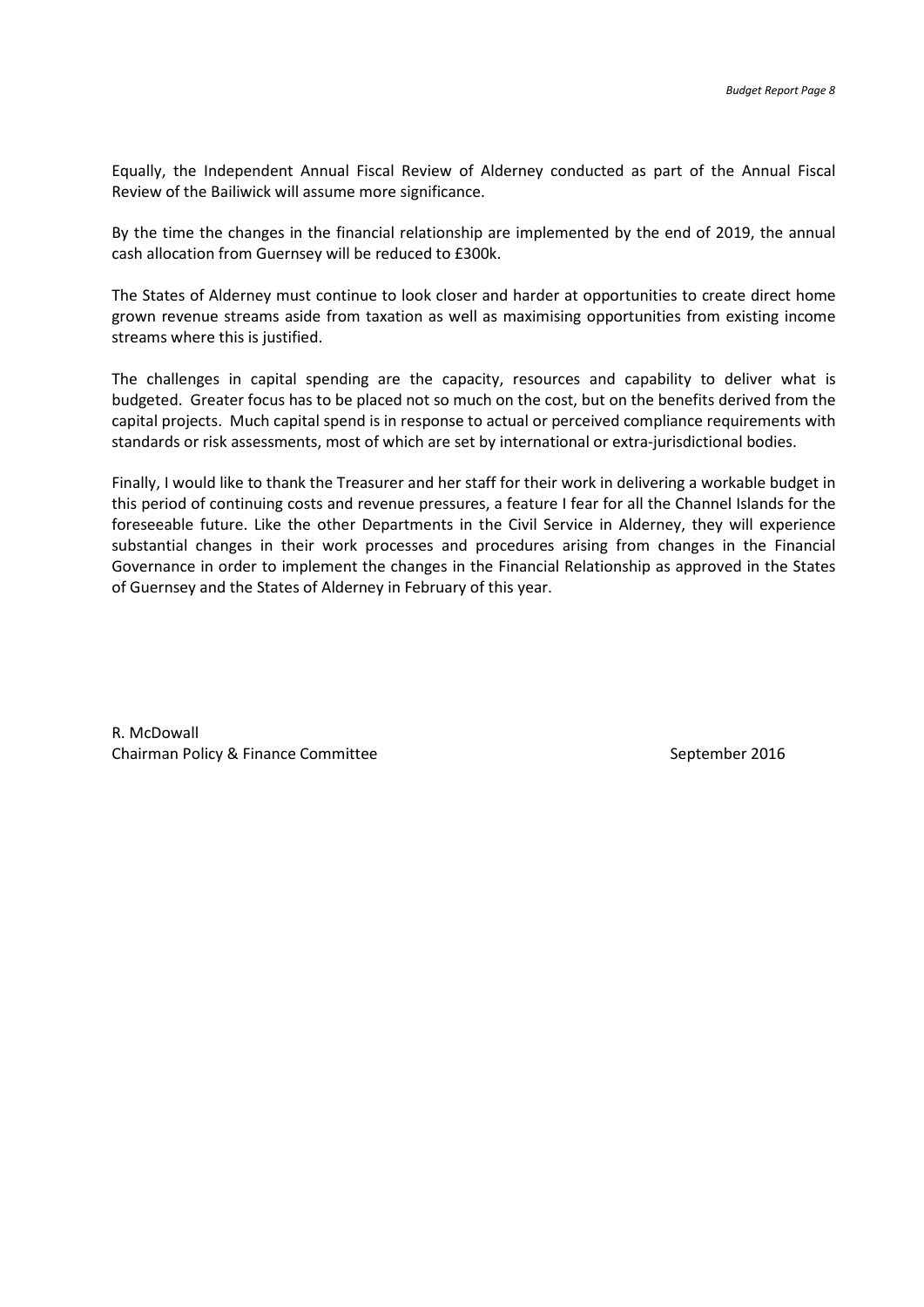Equally, the Independent Annual Fiscal Review of Alderney conducted as part of the Annual Fiscal Review of the Bailiwick will assume more significance.

By the time the changes in the financial relationship are implemented by the end of 2019, the annual cash allocation from Guernsey will be reduced to £300k.

The States of Alderney must continue to look closer and harder at opportunities to create direct home grown revenue streams aside from taxation as well as maximising opportunities from existing income streams where this is justified.

The challenges in capital spending are the capacity, resources and capability to deliver what is budgeted. Greater focus has to be placed not so much on the cost, but on the benefits derived from the capital projects. Much capital spend is in response to actual or perceived compliance requirements with standards or risk assessments, most of which are set by international or extra-jurisdictional bodies.

Finally, I would like to thank the Treasurer and her staff for their work in delivering a workable budget in this period of continuing costs and revenue pressures, a feature I fear for all the Channel Islands for the foreseeable future. Like the other Departments in the Civil Service in Alderney, they will experience substantial changes in their work processes and procedures arising from changes in the Financial Governance in order to implement the changes in the Financial Relationship as approved in the States of Guernsey and the States of Alderney in February of this year.

R. McDowall
Chairman Policy & Finance Committee

September 2016